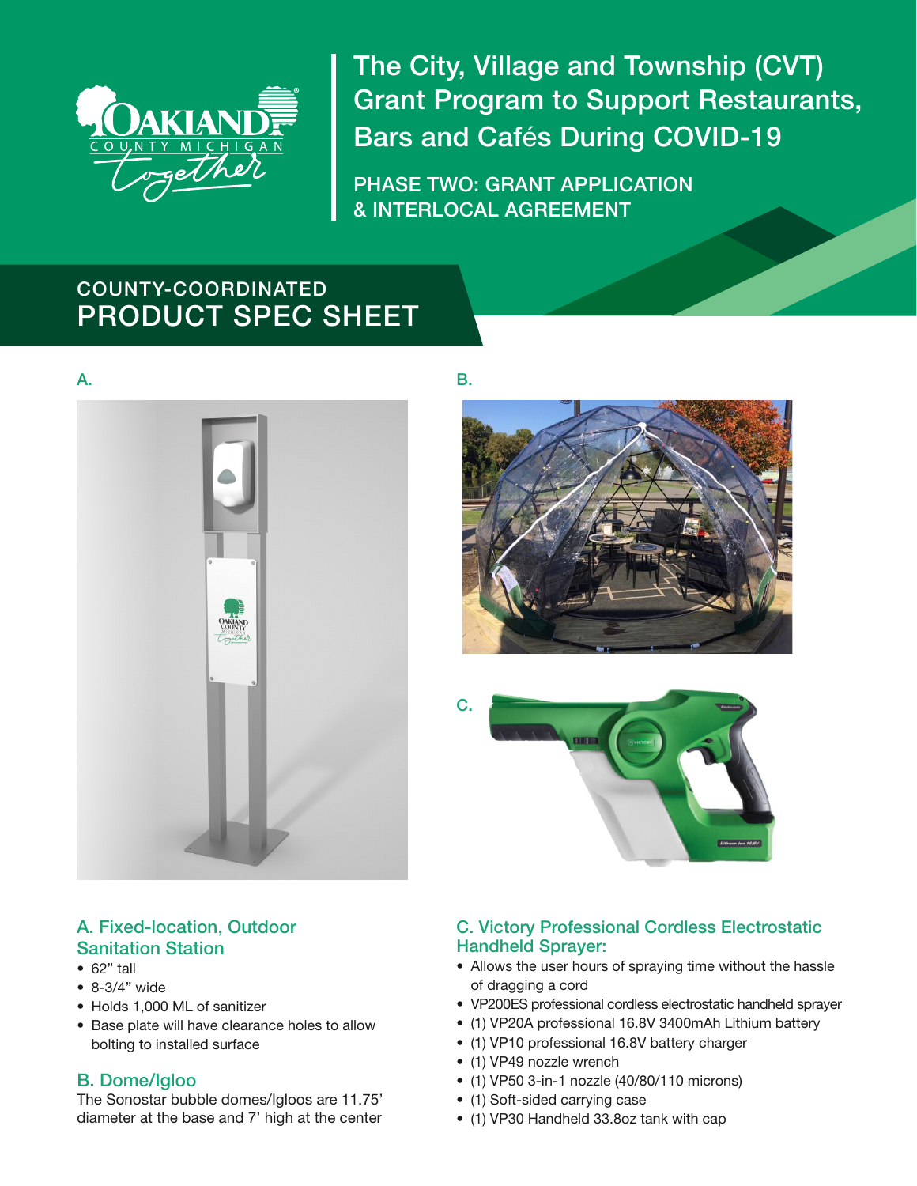# The City, Village and Township (CVT) Grant Program to Support Restaurants, Bars and Cafés During COVID-19

PHASE TWO: GRANT APPLICATION & INTERLOCAL AGREEMENT

## COUNTY-COORDINATED PRODUCT SPEC SHEET

A.

B.

C.

### A. Fixed-location, Outdoor Sanitation Station

- 62" tall
- 8-3/4" wide
- Holds 1,000 ML of sanitizer
- Base plate will have clearance holes to allow bolting to installed surface

### B. Dome/Igloo

The Sonostar bubble domes/Igloos are 11.75' diameter at the base and 7' high at the center

### C. Victory Professional Cordless Electrostatic Handheld Sprayer:

- Allows the user hours of spraying time without the hassle of dragging a cord
- VP200ES professional cordless electrostatic handheld sprayer
- (1) VP20A professional 16.8V 3400mAh Lithium battery
- (1) VP10 professional 16.8V battery charger
- (1) VP49 nozzle wrench
- (1) VP50 3-in-1 nozzle (40/80/110 microns)
- (1) Soft-sided carrying case
- (1) VP30 Handheld 33.8oz tank with cap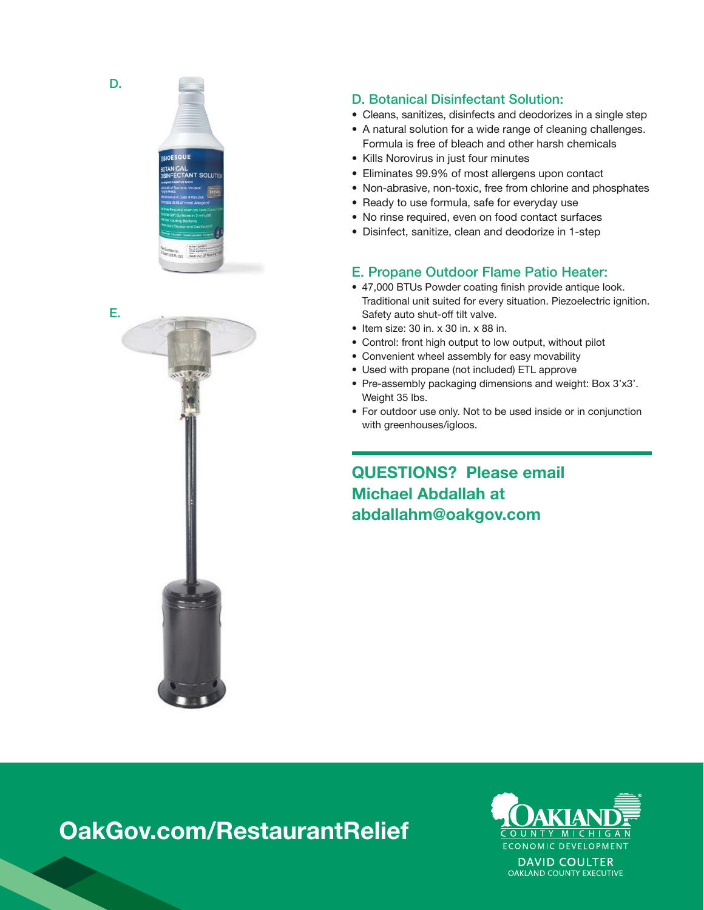D.

E.

## D. Botanical Disinfectant Solution:

- Cleans, sanitizes, disinfects and deodorizes in a single step
- A natural solution for a wide range of cleaning challenges. Formula is free of bleach and other harsh chemicals
- Kills Norovirus in just four minutes
- Eliminates 99.9% of most allergens upon contact
- Non-abrasive, non-toxic, free from chlorine and phosphates
- Ready to use formula, safe for everyday use
- No rinse required, even on food contact surfaces
- Disinfect, sanitize, clean and deodorize in 1-step

## E. Propane Outdoor Flame Patio Heater:

- 47,000 BTUs Powder coating finish provide antique look. Traditional unit suited for every situation. Piezoelectric ignition. Safety auto shut-off tilt valve.
- Item size: 30 in. x 30 in. x 88 in.
- Control: front high output to low output, without pilot
- Convenient wheel assembly for easy movability
- Used with propane (not included) ETL approve
- Pre-assembly packaging dimensions and weight: Box 3'x3'. Weight 35 lbs.
- For outdoor use only. Not to be used inside or in conjunction with greenhouses/igloos.

---

**QUESTIONS? Please email Michael Abdallah at abdallahm@oakgov.com**

**OakGov.com/RestaurantRelief**

OAKLAND COUNTY MICHIGAN
ECONOMIC DEVELOPMENT
DAVID COULTER
OAKLAND COUNTY EXECUTIVE